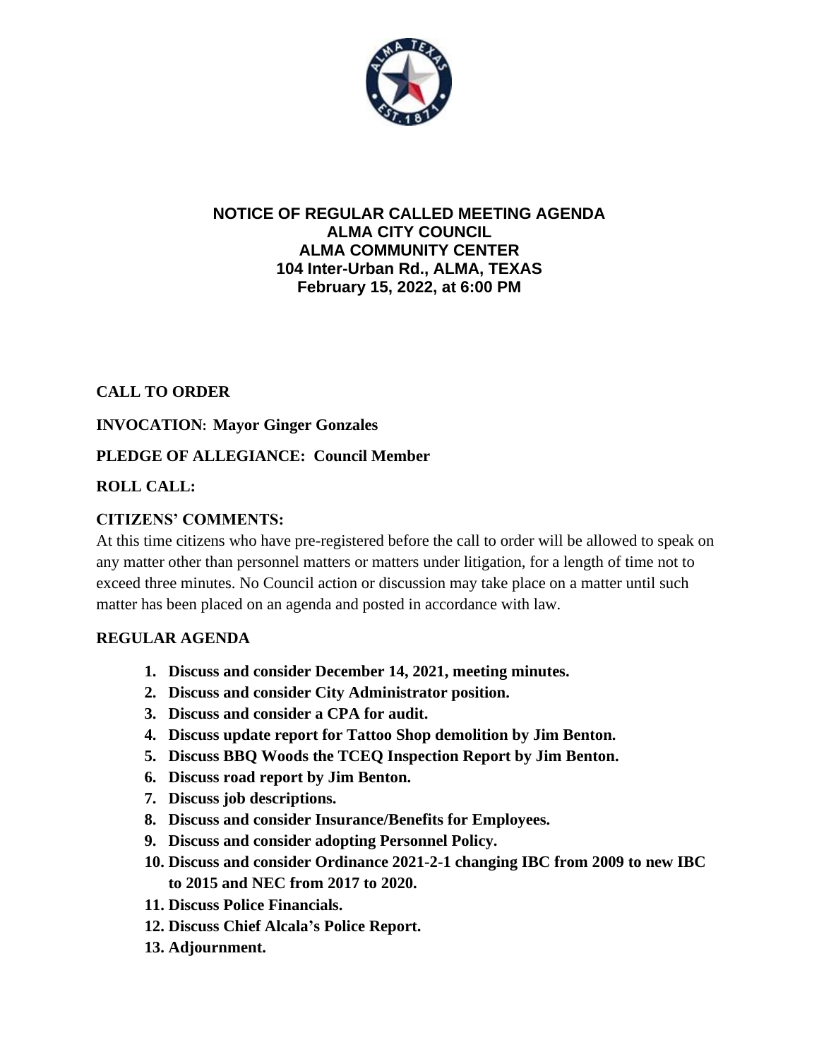# NOTICE OF REGULAR CALLED MEETING AGENDA
## ALMA CITY COUNCIL
## ALMA COMMUNITY CENTER
## 104 Inter-Urban Rd., ALMA, TEXAS
## February 15, 2022, at 6:00 PM

**CALL TO ORDER**

**INVOCATION: Mayor Ginger Gonzales**

**PLEDGE OF ALLEGIANCE: Council Member**

**ROLL CALL:**

**CITIZENS' COMMENTS:**

At this time citizens who have pre-registered before the call to order will be allowed to speak on any matter other than personnel matters or matters under litigation, for a length of time not to exceed three minutes. No Council action or discussion may take place on a matter until such matter has been placed on an agenda and posted in accordance with law.

**REGULAR AGENDA**

1. **Discuss and consider December 14, 2021, meeting minutes.**
2. **Discuss and consider City Administrator position.**
3. **Discuss and consider a CPA for audit.**
4. **Discuss update report for Tattoo Shop demolition by Jim Benton.**
5. **Discuss BBQ Woods the TCEQ Inspection Report by Jim Benton.**
6. **Discuss road report by Jim Benton.**
7. **Discuss job descriptions.**
8. **Discuss and consider Insurance/Benefits for Employees.**
9. **Discuss and consider adopting Personnel Policy.**
10. **Discuss and consider Ordinance 2021-2-1 changing IBC from 2009 to new IBC to 2015 and NEC from 2017 to 2020.**
11. **Discuss Police Financials.**
12. **Discuss Chief Alcala's Police Report.**
13. **Adjournment.**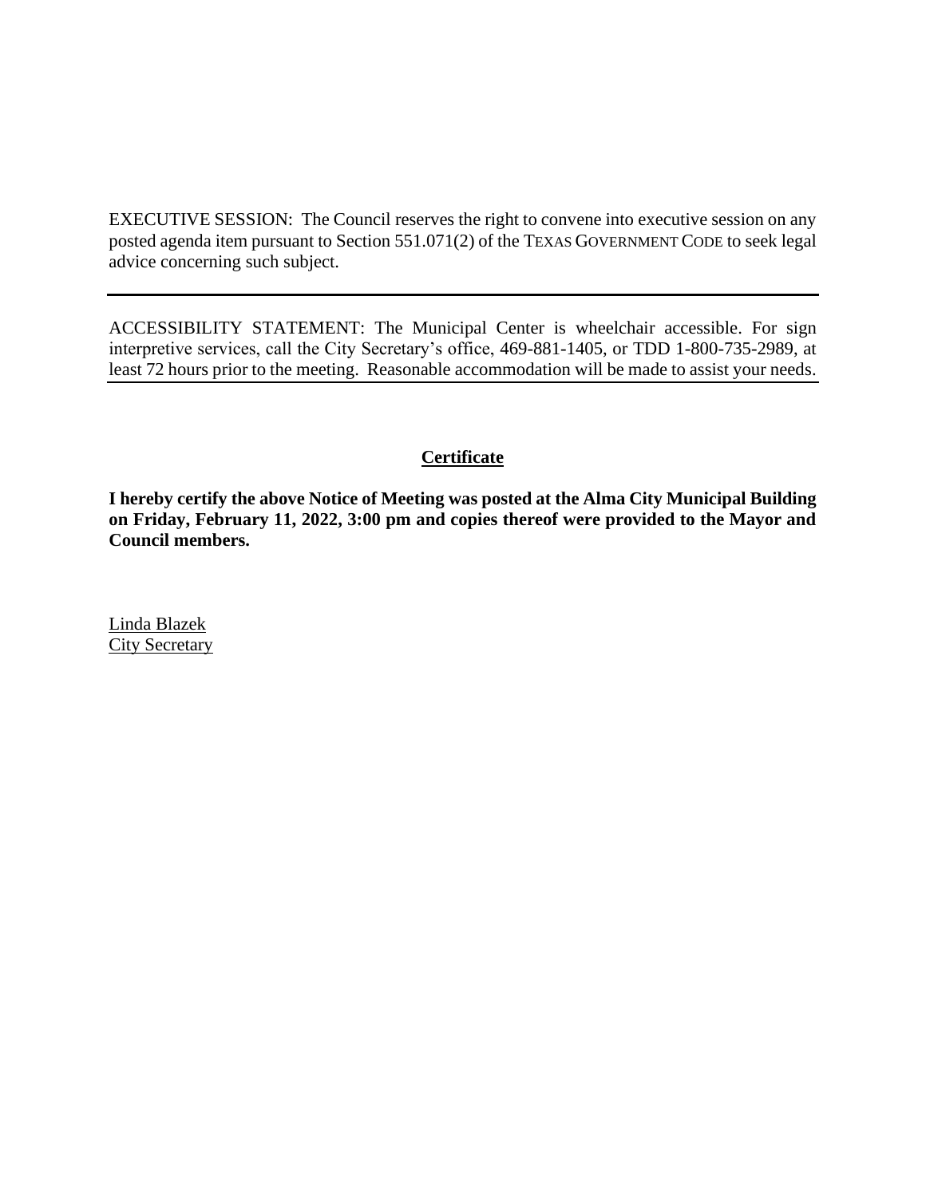EXECUTIVE SESSION: The Council reserves the right to convene into executive session on any posted agenda item pursuant to Section 551.071(2) of the TEXAS GOVERNMENT CODE to seek legal advice concerning such subject.

---

ACCESSIBILITY STATEMENT: The Municipal Center is wheelchair accessible. For sign interpretive services, call the City Secretary's office, 469-881-1405, or TDD 1-800-735-2989, at least 72 hours prior to the meeting. Reasonable accommodation will be made to assist your needs.

---

## Certificate

**I hereby certify the above Notice of Meeting was posted at the Alma City Municipal Building on Friday, February 11, 2022, 3:00 pm and copies thereof were provided to the Mayor and Council members.**

Linda Blazek
City Secretary